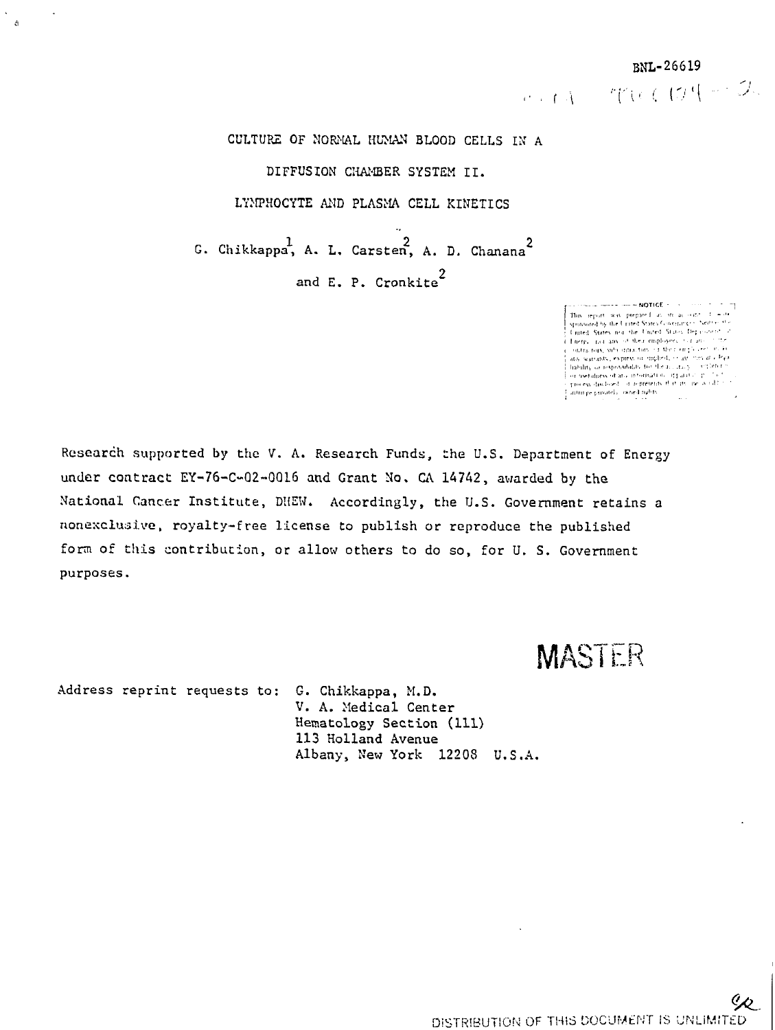BNL-26619

# CULTURE OF NORMAL HUMAN BLOOD CELLS IN A DIFFUSION CHAMBER SYSTEM II. LYMPHOCYTE AND PLASMA CELL KINETICS

G. Chikkappa[1], A. L. Carsten[2], A. D. Chanana[2] and E. P. Cronkite[2]

Research supported by the V. A. Research Funds, the U.S. Department of Energy under contract EY-76-C-02-0016 and Grant No. CA 14742, awarded by the National Cancer Institute, DHEW. Accordingly, the U.S. Government retains a nonexclusive, royalty-free license to publish or reproduce the published form of this contribution, or allow others to do so, for U. S. Government purposes.

MASTER

Address reprint requests to: G. Chikkappa, M.D.
V. A. Medical Center
Hematology Section (111)
113 Holland Avenue
Albany, New York 12208 U.S.A.

DISTRIBUTION OF THIS DOCUMENT IS UNLIMITED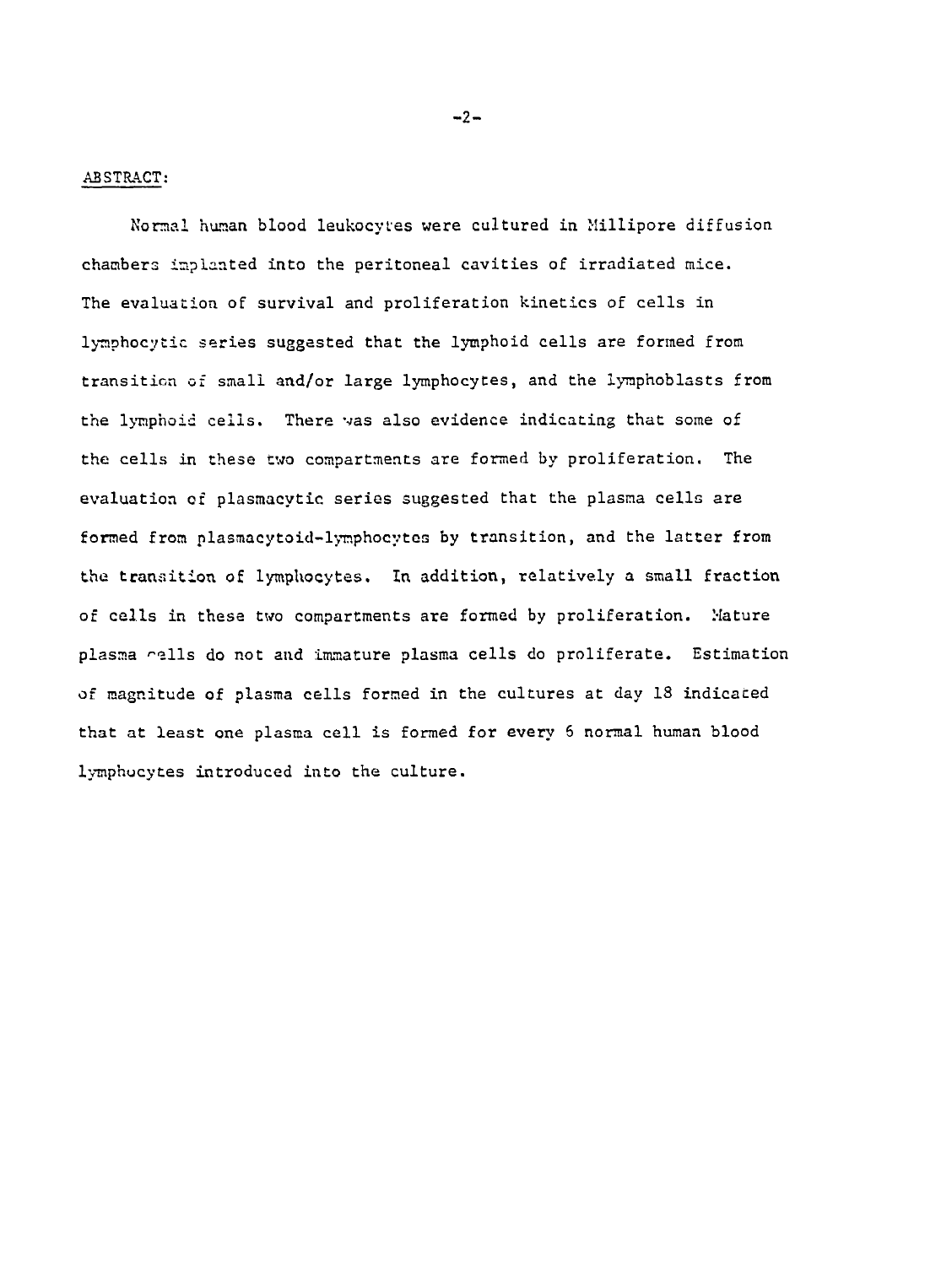## ABSTRACT:

Normal human blood leukocytes were cultured in Millipore diffusion chambers implanted into the peritoneal cavities of irradiated mice. The evaluation of survival and proliferation kinetics of cells in lymphocytic series suggested that the lymphoid cells are formed from transition of small and/or large lymphocytes, and the lymphoblasts from the lymphoid cells. There was also evidence indicating that some of the cells in these two compartments are formed by proliferation. The evaluation of plasmacytic series suggested that the plasma cells are formed from plasmacytoid-lymphocytes by transition, and the latter from the transition of lymphocytes. In addition, relatively a small fraction of cells in these two compartments are formed by proliferation. Mature plasma cells do not and immature plasma cells do proliferate. Estimation of magnitude of plasma cells formed in the cultures at day 18 indicated that at least one plasma cell is formed for every 6 normal human blood lymphocytes introduced into the culture.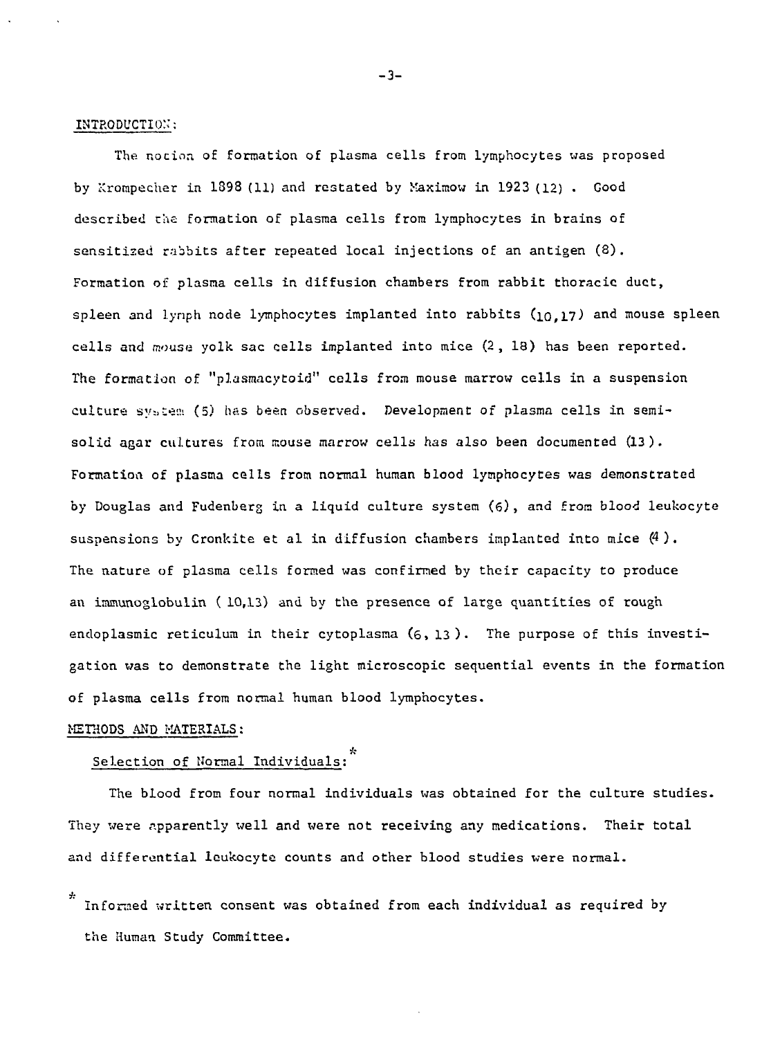## INTRODUCTION:

The notion of formation of plasma cells from lymphocytes was proposed by Krompecher in 1898 (11) and restated by Maximow in 1923 (12). Good described the formation of plasma cells from lymphocytes in brains of sensitized rabbits after repeated local injections of an antigen (8). Formation of plasma cells in diffusion chambers from rabbit thoracic duct, spleen and lymph node lymphocytes implanted into rabbits (10,17) and mouse spleen cells and mouse yolk sac cells implanted into mice (2, 18) has been reported. The formation of "plasmacytoid" cells from mouse marrow cells in a suspension culture system (5) has been observed. Development of plasma cells in semi-solid agar cultures from mouse marrow cells has also been documented (13). Formation of plasma cells from normal human blood lymphocytes was demonstrated by Douglas and Fudenberg in a liquid culture system (6), and from blood leukocyte suspensions by Cronkite et al in diffusion chambers implanted into mice (4). The nature of plasma cells formed was confirmed by their capacity to produce an immunoglobulin (10,13) and by the presence of large quantities of rough endoplasmic reticulum in their cytoplasma (6, 13). The purpose of this investigation was to demonstrate the light microscopic sequential events in the formation of plasma cells from normal human blood lymphocytes.

## METHODS AND MATERIALS:

### Selection of Normal Individuals:*

The blood from four normal individuals was obtained for the culture studies. They were apparently well and were not receiving any medications. Their total and differential leukocyte counts and other blood studies were normal.

\* Informed written consent was obtained from each individual as required by the Human Study Committee.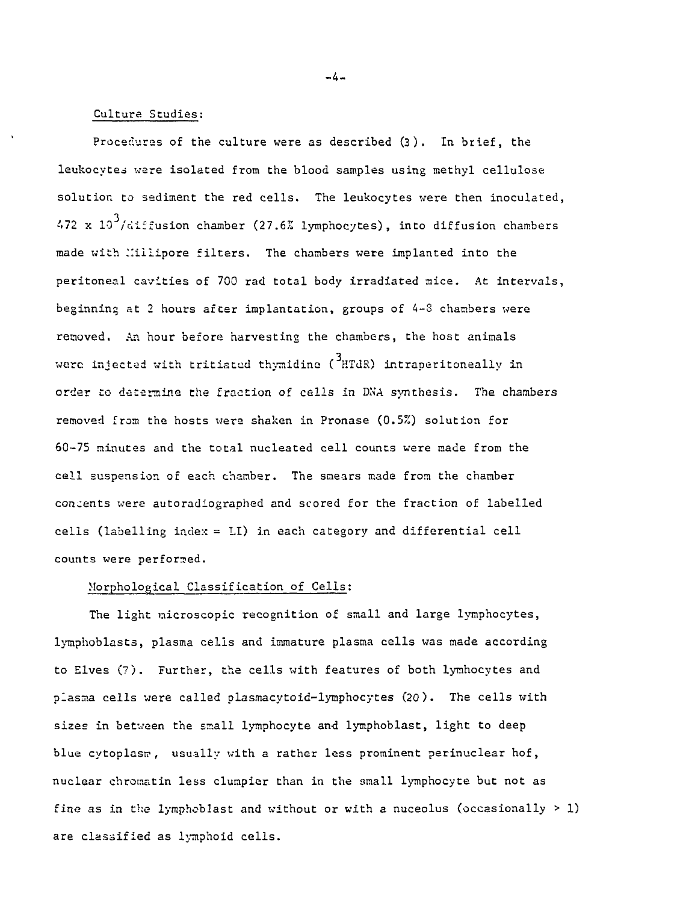Culture Studies:

Procedures of the culture were as described (3). In brief, the leukocytes were isolated from the blood samples using methyl cellulose solution to sediment the red cells. The leukocytes were then inoculated, $472 \times 10^3$/diffusion chamber (27.6% lymphocytes), into diffusion chambers made with Millipore filters. The chambers were implanted into the peritoneal cavities of 700 rad total body irradiated mice. At intervals, beginning at 2 hours after implantation, groups of 4-8 chambers were removed. An hour before harvesting the chambers, the host animals were injected with tritiated thymidine ($^3$HTdR) intraperitoneally in order to determine the fraction of cells in DNA synthesis. The chambers removed from the hosts were shaken in Pronase (0.5%) solution for 60-75 minutes and the total nucleated cell counts were made from the cell suspension of each chamber. The smears made from the chamber contents were autoradiographed and scored for the fraction of labelled cells (labelling index = LI) in each category and differential cell counts were performed.

Morphological Classification of Cells:

The light microscopic recognition of small and large lymphocytes, lymphoblasts, plasma cells and immature plasma cells was made according to Elves (7). Further, the cells with features of both lymhocytes and plasma cells were called plasmacytoid-lymphocytes (20). The cells with sizes in between the small lymphocyte and lymphoblast, light to deep blue cytoplasm, usually with a rather less prominent perinuclear hof, nuclear chromatin less clumpier than in the small lymphocyte but not as fine as in the lymphoblast and without or with a nuceolus (occasionally > 1) are classified as lymphoid cells.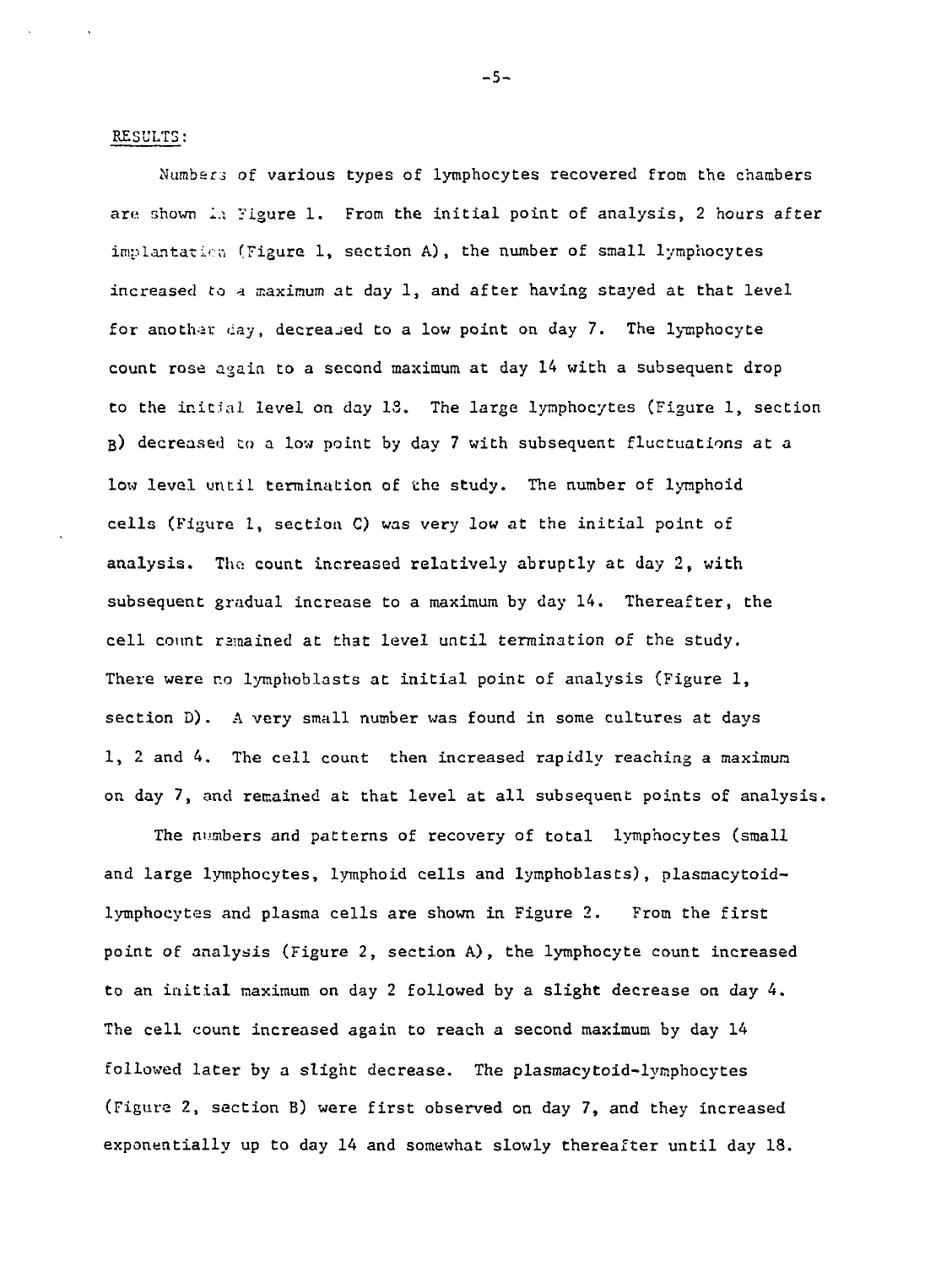RESULTS:

Numbers of various types of lymphocytes recovered from the chambers are shown in Figure 1. From the initial point of analysis, 2 hours after implantation (Figure 1, section A), the number of small lymphocytes increased to a maximum at day 1, and after having stayed at that level for another day, decreased to a low point on day 7. The lymphocyte count rose again to a second maximum at day 14 with a subsequent drop to the initial level on day 18. The large lymphocytes (Figure 1, section B) decreased to a low point by day 7 with subsequent fluctuations at a low level until termination of the study. The number of lymphoid cells (Figure 1, section C) was very low at the initial point of analysis. The count increased relatively abruptly at day 2, with subsequent gradual increase to a maximum by day 14. Thereafter, the cell count remained at that level until termination of the study. There were no lymphoblasts at initial point of analysis (Figure 1, section D). A very small number was found in some cultures at days 1, 2 and 4. The cell count then increased rapidly reaching a maximum on day 7, and remained at that level at all subsequent points of analysis.

The numbers and patterns of recovery of total lymphocytes (small and large lymphocytes, lymphoid cells and lymphoblasts), plasmacytoid-lymphocytes and plasma cells are shown in Figure 2. From the first point of analysis (Figure 2, section A), the lymphocyte count increased to an initial maximum on day 2 followed by a slight decrease on day 4. The cell count increased again to reach a second maximum by day 14 followed later by a slight decrease. The plasmacytoid-lymphocytes (Figure 2, section B) were first observed on day 7, and they increased exponentially up to day 14 and somewhat slowly thereafter until day 18.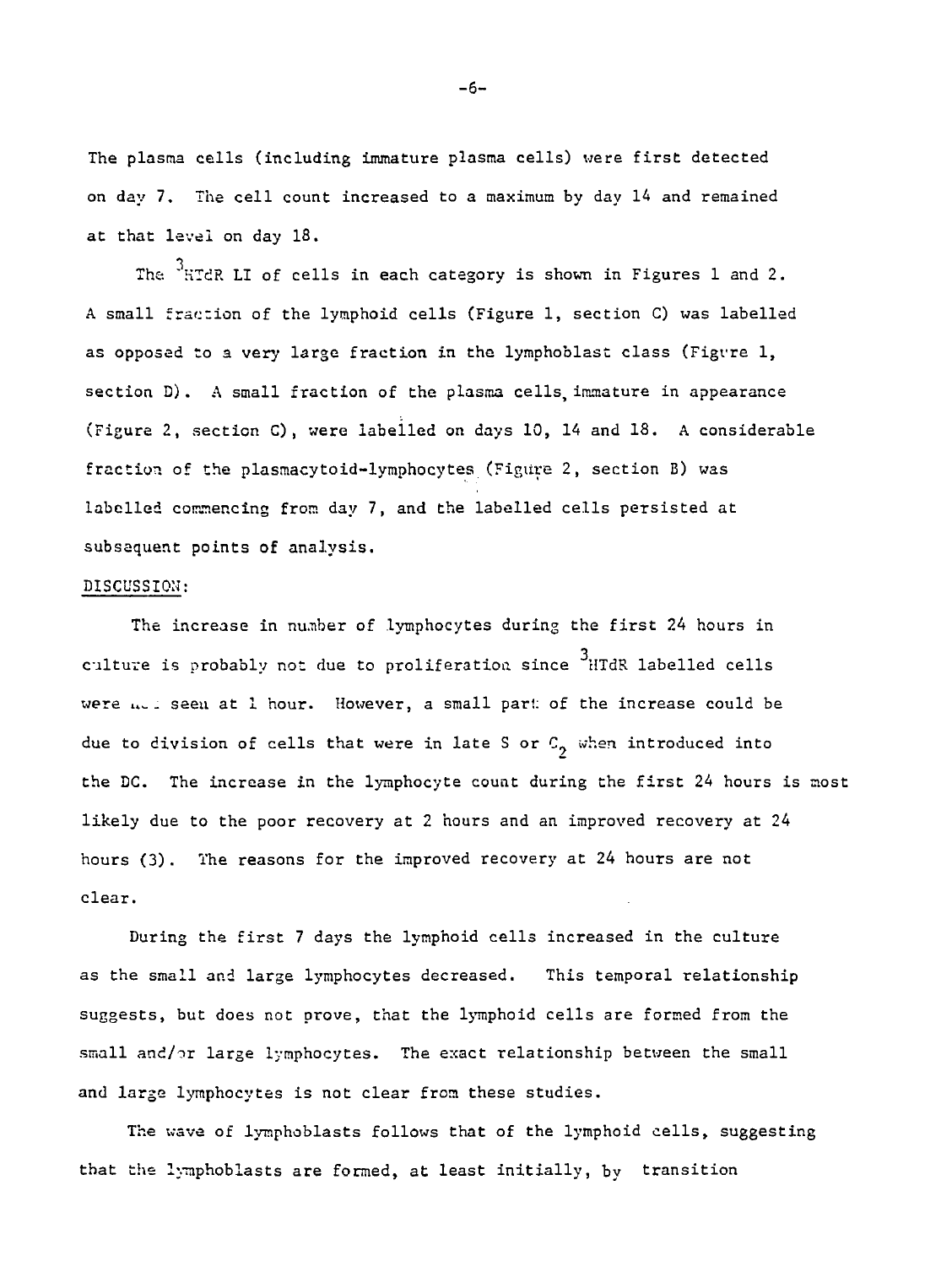The plasma cells (including immature plasma cells) were first detected on day 7. The cell count increased to a maximum by day 14 and remained at that level on day 18.

The $^3$HTdR LI of cells in each category is shown in Figures 1 and 2. A small fraction of the lymphoid cells (Figure 1, section C) was labelled as opposed to a very large fraction in the lymphoblast class (Figure 1, section D). A small fraction of the plasma cells, immature in appearance (Figure 2, section C), were labelled on days 10, 14 and 18. A considerable fraction of the plasmacytoid-lymphocytes (Figure 2, section B) was labelled commencing from day 7, and the labelled cells persisted at subsequent points of analysis.

DISCUSSION:

The increase in number of lymphocytes during the first 24 hours in culture is probably not due to proliferation since $^3$HTdR labelled cells were not seen at 1 hour. However, a small part of the increase could be due to division of cells that were in late S or $G_2$ when introduced into the DC. The increase in the lymphocyte count during the first 24 hours is most likely due to the poor recovery at 2 hours and an improved recovery at 24 hours (3). The reasons for the improved recovery at 24 hours are not clear.

During the first 7 days the lymphoid cells increased in the culture as the small and large lymphocytes decreased. This temporal relationship suggests, but does not prove, that the lymphoid cells are formed from the small and/or large lymphocytes. The exact relationship between the small and large lymphocytes is not clear from these studies.

The wave of lymphoblasts follows that of the lymphoid cells, suggesting that the lymphoblasts are formed, at least initially, by transition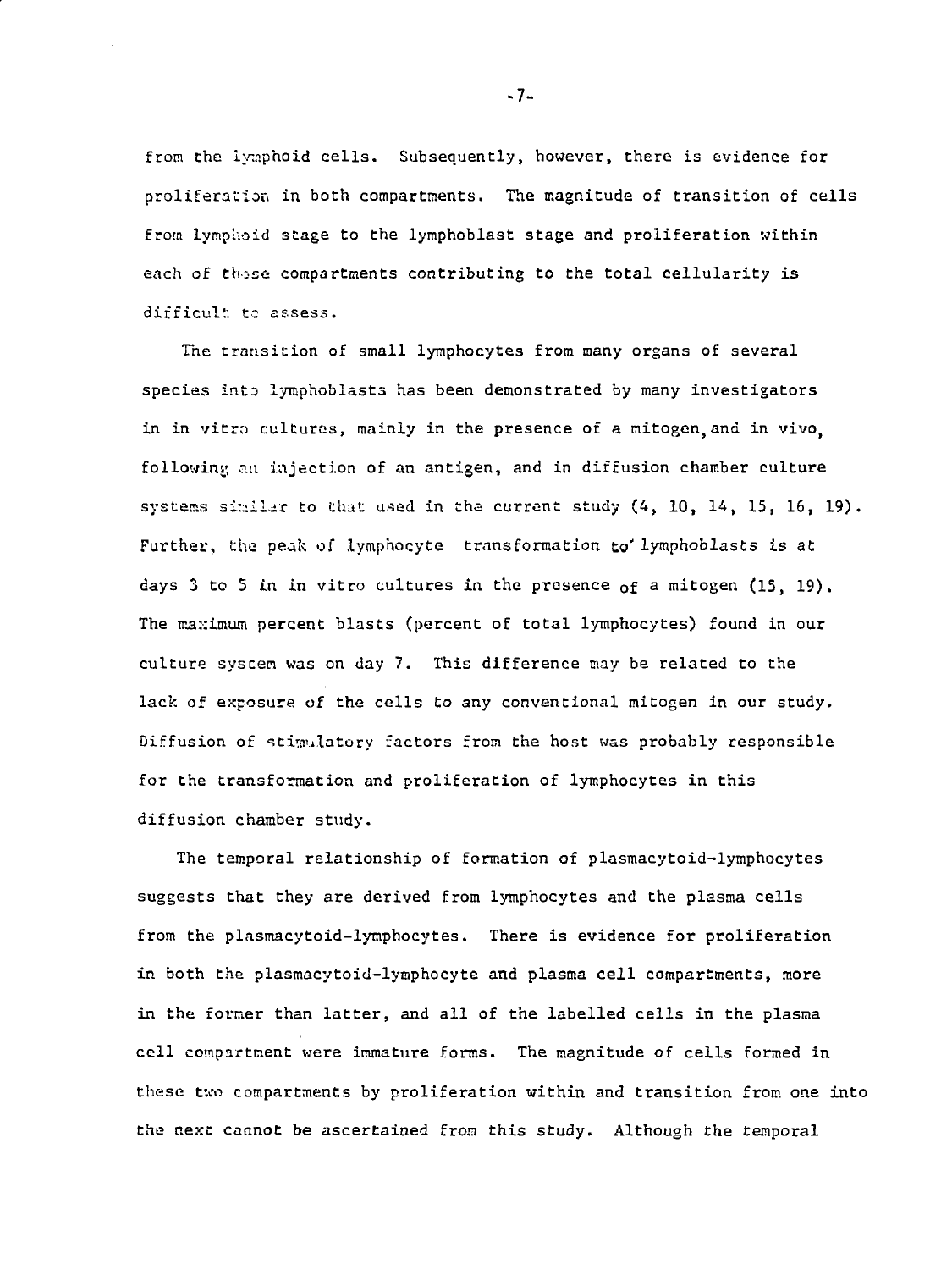from the lymphoid cells. Subsequently, however, there is evidence for proliferation in both compartments. The magnitude of transition of cells from lymphoid stage to the lymphoblast stage and proliferation within each of these compartments contributing to the total cellularity is difficult to assess.

The transition of small lymphocytes from many organs of several species into lymphoblasts has been demonstrated by many investigators in in vitro cultures, mainly in the presence of a mitogen, and in vivo, following an injection of an antigen, and in diffusion chamber culture systems similar to that used in the current study (4, 10, 14, 15, 16, 19). Further, the peak of lymphocyte transformation to lymphoblasts is at days 3 to 5 in in vitro cultures in the presence of a mitogen (15, 19). The maximum percent blasts (percent of total lymphocytes) found in our culture system was on day 7. This difference may be related to the lack of exposure of the cells to any conventional mitogen in our study. Diffusion of stimulatory factors from the host was probably responsible for the transformation and proliferation of lymphocytes in this diffusion chamber study.

The temporal relationship of formation of plasmacytoid-lymphocytes suggests that they are derived from lymphocytes and the plasma cells from the plasmacytoid-lymphocytes. There is evidence for proliferation in both the plasmacytoid-lymphocyte and plasma cell compartments, more in the former than latter, and all of the labelled cells in the plasma cell compartment were immature forms. The magnitude of cells formed in these two compartments by proliferation within and transition from one into the next cannot be ascertained from this study. Although the temporal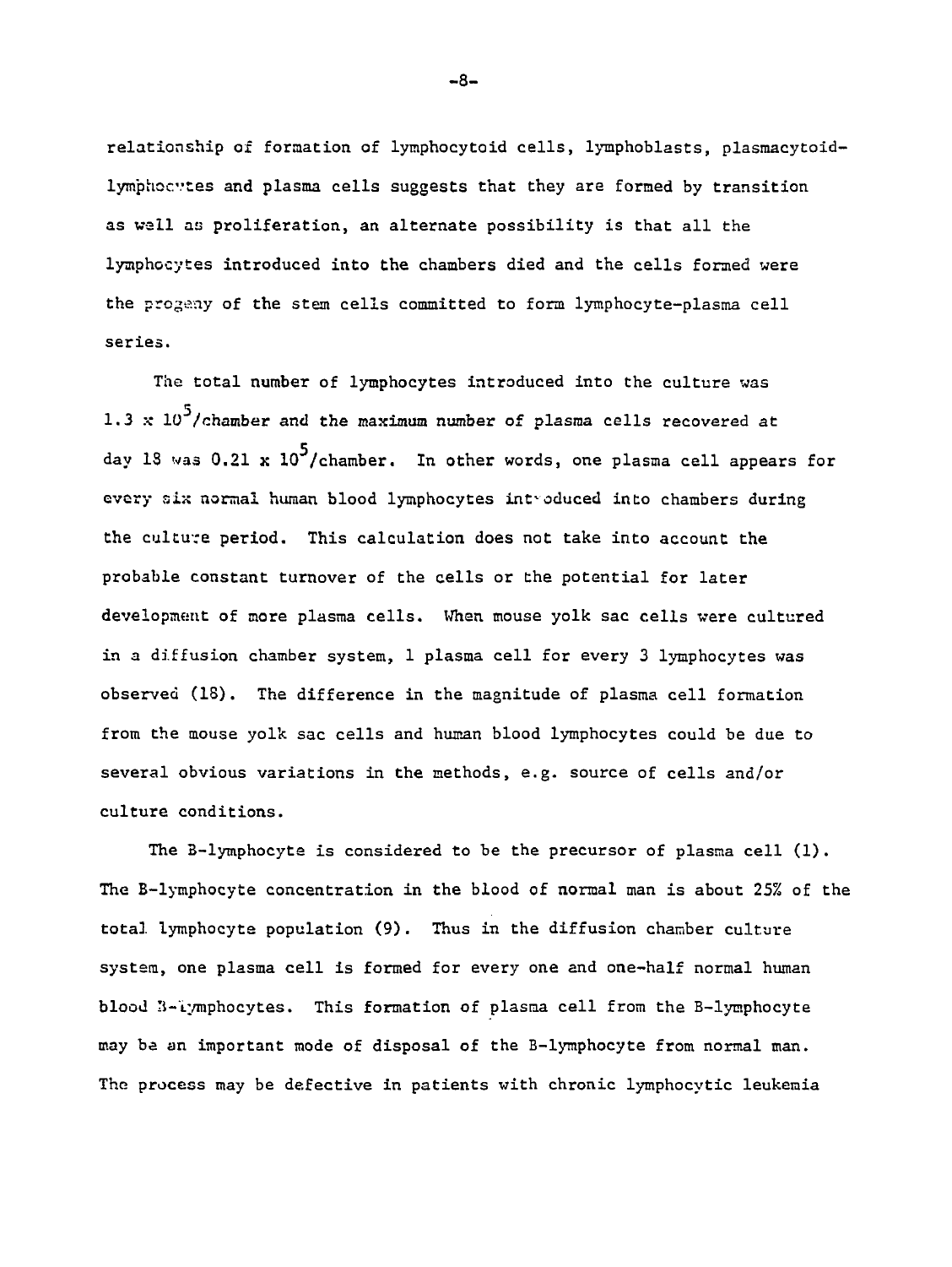relationship of formation of lymphocytoid cells, lymphoblasts, plasmacytoid-lymphocytes and plasma cells suggests that they are formed by transition as well as proliferation, an alternate possibility is that all the lymphocytes introduced into the chambers died and the cells formed were the progeny of the stem cells committed to form lymphocyte-plasma cell series.

The total number of lymphocytes introduced into the culture was $1.3 \times 10^5$/chamber and the maximum number of plasma cells recovered at day 18 was $0.21 \times 10^5$/chamber. In other words, one plasma cell appears for every six normal human blood lymphocytes introduced into chambers during the culture period. This calculation does not take into account the probable constant turnover of the cells or the potential for later development of more plasma cells. When mouse yolk sac cells were cultured in a diffusion chamber system, 1 plasma cell for every 3 lymphocytes was observed (18). The difference in the magnitude of plasma cell formation from the mouse yolk sac cells and human blood lymphocytes could be due to several obvious variations in the methods, e.g. source of cells and/or culture conditions.

The B-lymphocyte is considered to be the precursor of plasma cell (1). The B-lymphocyte concentration in the blood of normal man is about 25% of the total lymphocyte population (9). Thus in the diffusion chamber culture system, one plasma cell is formed for every one and one-half normal human blood B-lymphocytes. This formation of plasma cell from the B-lymphocyte may be an important mode of disposal of the B-lymphocyte from normal man. The process may be defective in patients with chronic lymphocytic leukemia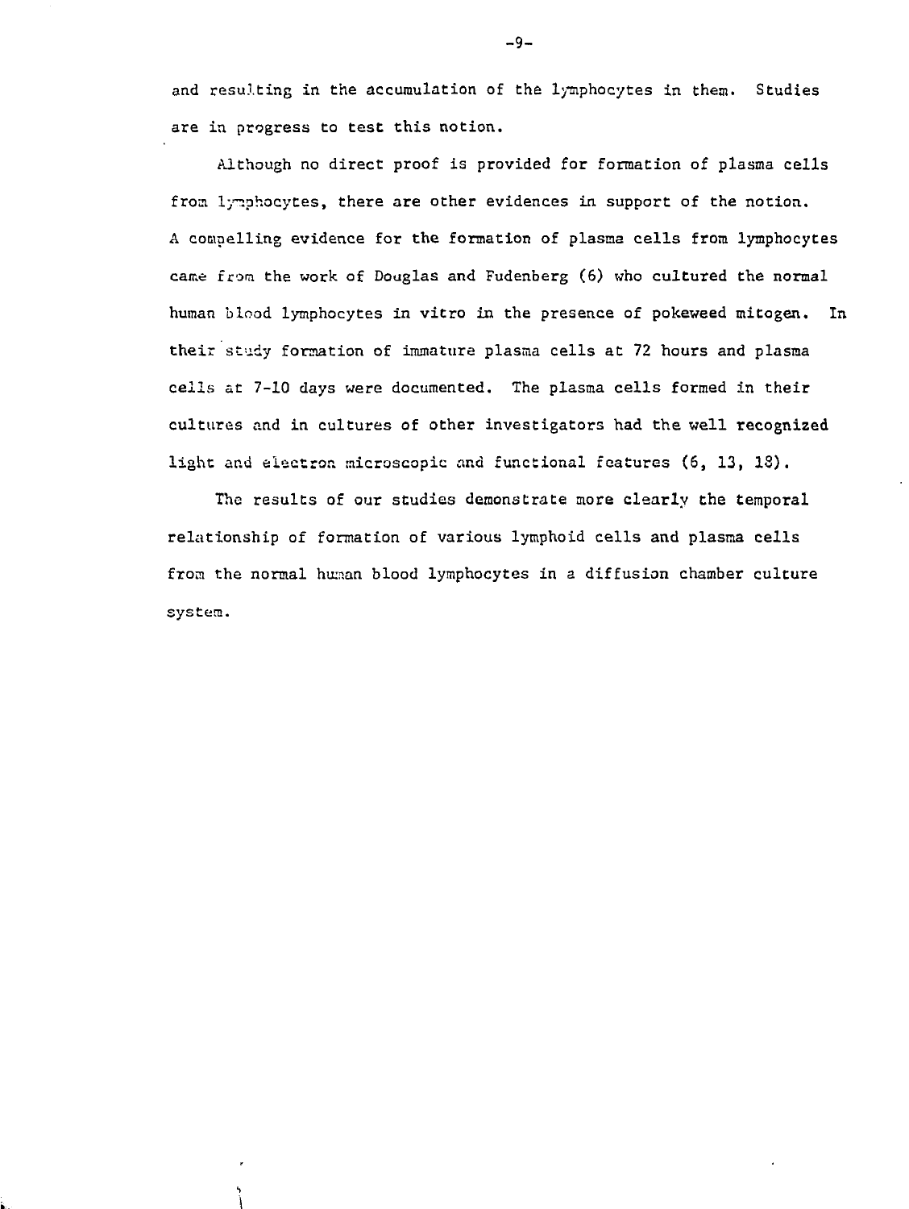and resulting in the accumulation of the lymphocytes in them. Studies are in progress to test this notion.

Although no direct proof is provided for formation of plasma cells from lymphocytes, there are other evidences in support of the notion. A compelling evidence for the formation of plasma cells from lymphocytes came from the work of Douglas and Fudenberg (6) who cultured the normal human blood lymphocytes in vitro in the presence of pokeweed mitogen. In their study formation of immature plasma cells at 72 hours and plasma cells at 7-10 days were documented. The plasma cells formed in their cultures and in cultures of other investigators had the well recognized light and electron microscopic and functional features (6, 13, 18).

The results of our studies demonstrate more clearly the temporal relationship of formation of various lymphoid cells and plasma cells from the normal human blood lymphocytes in a diffusion chamber culture system.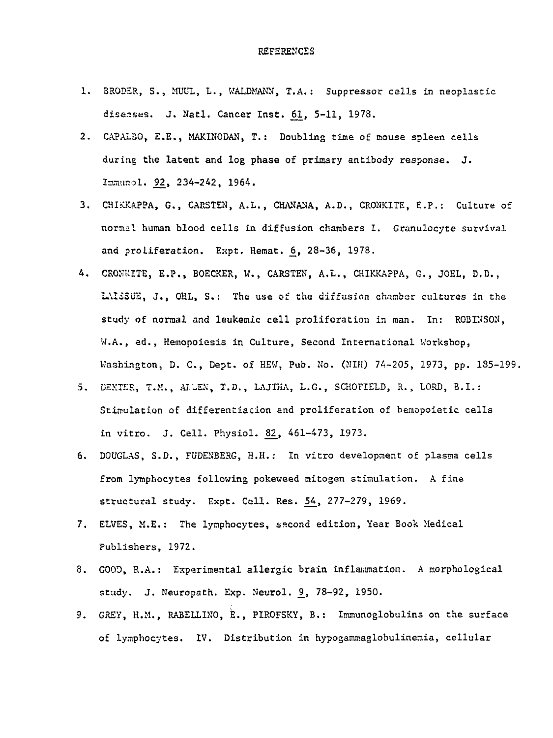## REFERENCES

1. BRODER, S., MUUL, L., WALDMANN, T.A.: Suppressor cells in neoplastic diseases. J. Natl. Cancer Inst. 61, 5-11, 1978.
2. CAPALBO, E.E., MAKINODAN, T.: Doubling time of mouse spleen cells during the latent and log phase of primary antibody response. J. Immunol. 92, 234-242, 1964.
3. CHIKKAPPA, G., CARSTEN, A.L., CHANANA, A.D., CRONKITE, E.P.: Culture of normal human blood cells in diffusion chambers I. Granulocyte survival and proliferation. Expt. Hemat. 6, 28-36, 1978.
4. CRONKITE, E.P., BOECKER, W., CARSTEN, A.L., CHIKKAPPA, G., JOEL, D.D., LAISSUE, J., OHL, S.: The use of the diffusion chamber cultures in the study of normal and leukemic cell proliferation in man. In: ROBINSON, W.A., ed., Hemopoiesis in Culture, Second International Workshop, Washington, D. C., Dept. of HEW, Pub. No. (NIH) 74-205, 1973, pp. 185-199.
5. DEXTER, T.M., ALLEN, T.D., LAJTHA, L.G., SCHOFIELD, R., LORD, B.I.: Stimulation of differentiation and proliferation of hemopoietic cells in vitro. J. Cell. Physiol. 82, 461-473, 1973.
6. DOUGLAS, S.D., FUDENBERG, H.H.: In vitro development of plasma cells from lymphocytes following pokeweed mitogen stimulation. A fine structural study. Expt. Cell. Res. 54, 277-279, 1969.
7. ELVES, M.E.: The lymphocytes, second edition, Year Book Medical Publishers, 1972.
8. GOOD, R.A.: Experimental allergic brain inflammation. A morphological study. J. Neuropath. Exp. Neurol. 9, 78-92, 1950.
9. GREY, H.M., RABELLINO, E., PIROFSKY, B.: Immunoglobulins on the surface of lymphocytes. IV. Distribution in hypogammaglobulinemia, cellular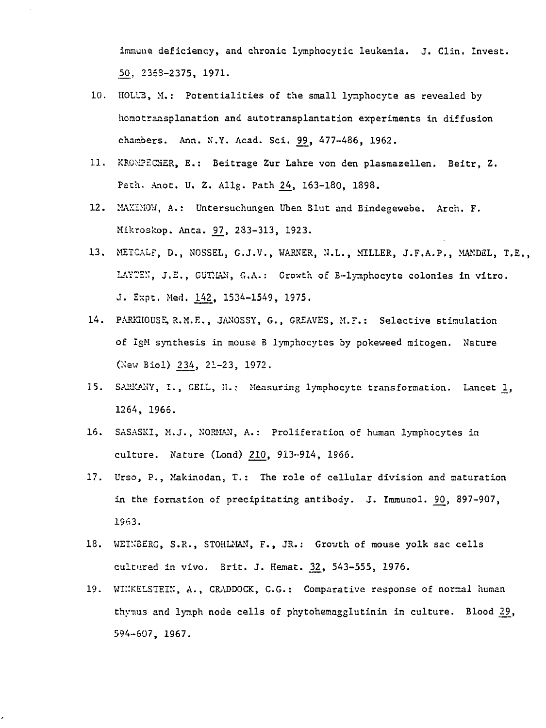immune deficiency, and chronic lymphocytic leukemia. J. Clin. Invest. 50, 2368-2375, 1971.

10. HOLUB, M.: Potentialities of the small lymphocyte as revealed by homotransplanation and autotransplantation experiments in diffusion chambers. Ann. N.Y. Acad. Sci. 99, 477-486, 1962.

11. KROMPECHER, E.: Beitrage Zur Lahre von den plasmazellen. Beitr, Z. Path. Anot. U. Z. Allg. Path 24, 163-180, 1898.

12. MAXIMOW, A.: Untersuchungen Uben Blut and Bindegewebe. Arch. F. Mikroskop. Anta. 97, 283-313, 1923.

13. METCALF, D., NOSSEL, G.J.V., WARNER, N.L., MILLER, J.F.A.P., MANDEL, T.E., LAYTEN, J.E., GUTMAN, G.A.: Growth of B-lymphocyte colonies in vitro. J. Expt. Med. 142, 1534-1549, 1975.

14. PARKHOUSE, R.M.E., JANOSSY, G., GREAVES, M.F.: Selective stimulation of IgM synthesis in mouse B lymphocytes by pokeweed mitogen. Nature (New Biol) 234, 21-23, 1972.

15. SARKANY, I., GELL, H.: Measuring lymphocyte transformation. Lancet 1, 1264, 1966.

16. SASASKI, M.J., NORMAN, A.: Proliferation of human lymphocytes in culture. Nature (Lond) 210, 913-914, 1966.

17. Urso, P., Makinodan, T.: The role of cellular division and maturation in the formation of precipitating antibody. J. Immunol. 90, 897-907, 1963.

18. WEINBERG, S.R., STOHLMAN, F., JR.: Growth of mouse yolk sac cells cultured in vivo. Brit. J. Hemat. 32, 543-555, 1976.

19. WINKELSTEIN, A., CRADDOCK, C.G.: Comparative response of normal human thymus and lymph node cells of phytohemagglutinin in culture. Blood 29, 594-607, 1967.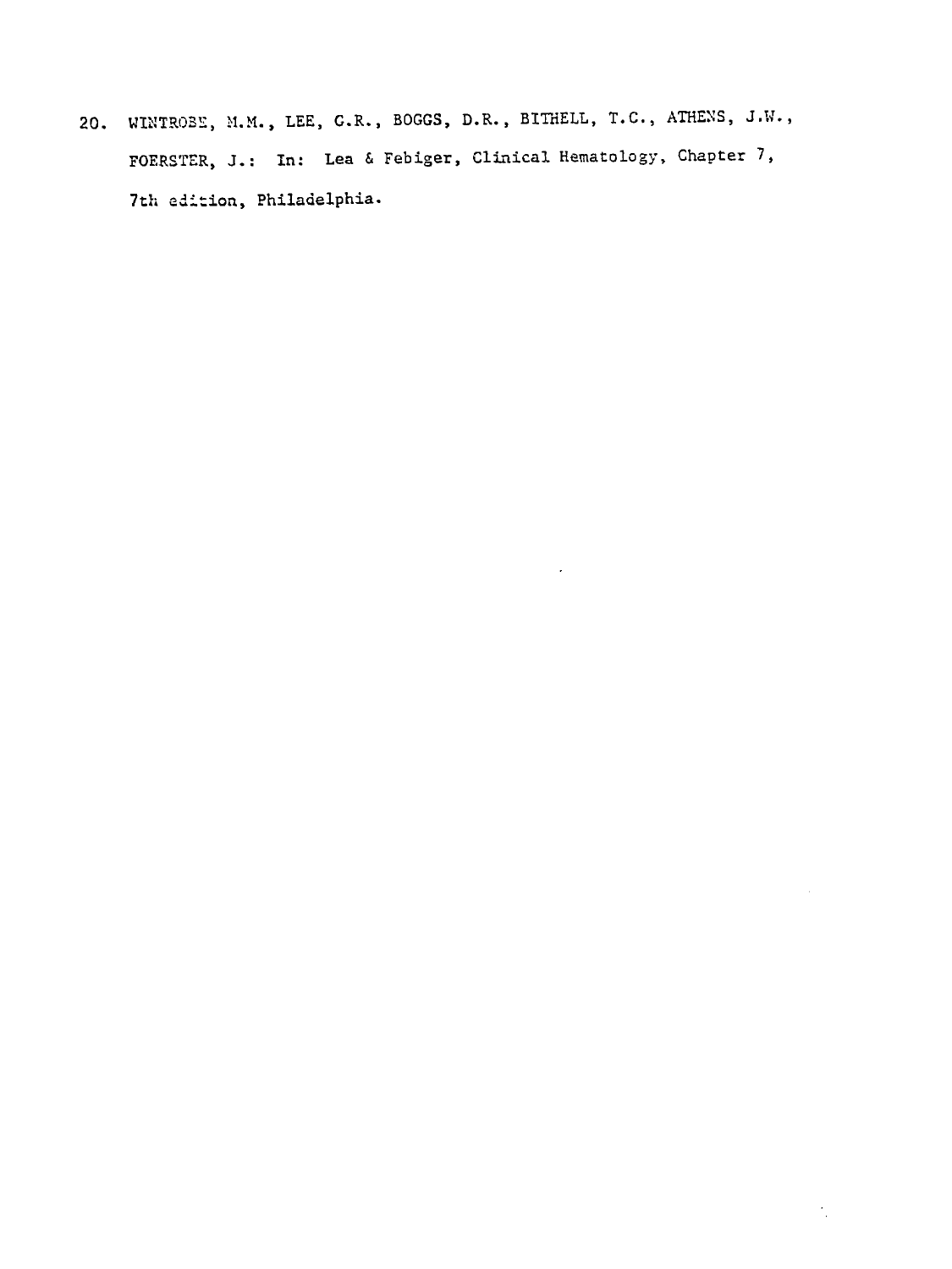20. WINTROBE, M.M., LEE, G.R., BOGGS, D.R., BITHELL, T.C., ATHENS, J.W., FOERSTER, J.: In: Lea & Febiger, Clinical Hematology, Chapter 7, 7th edition, Philadelphia.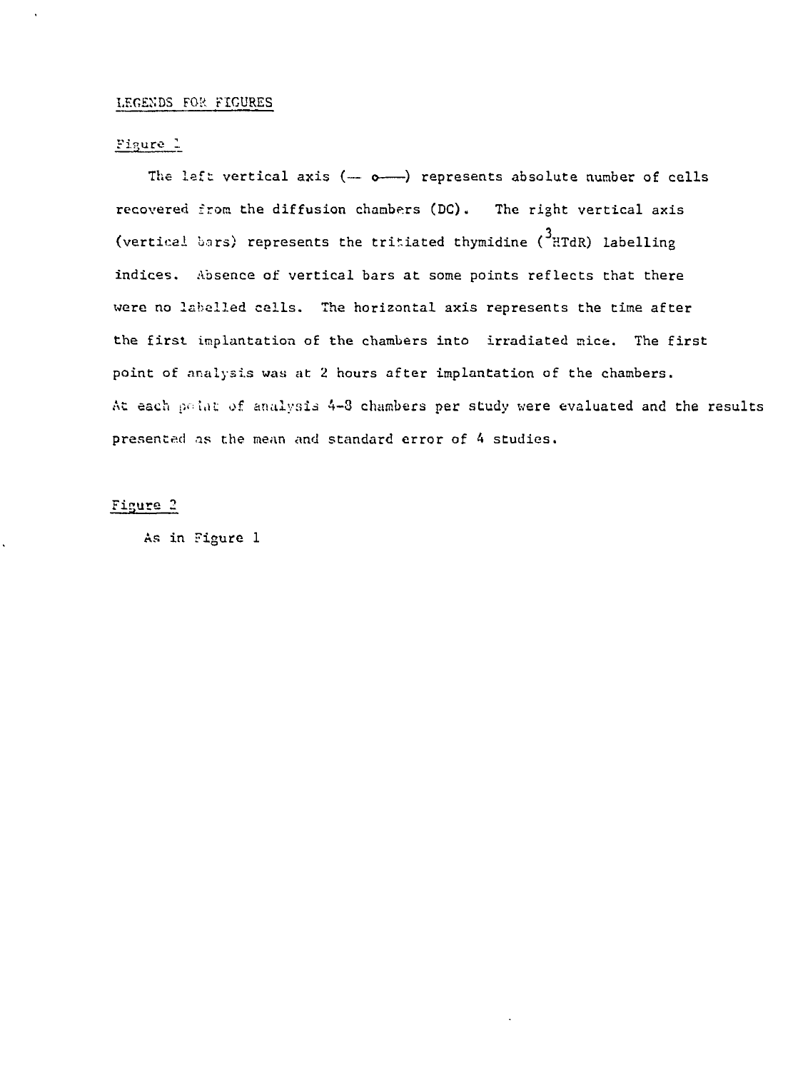## LEGENDS FOR FIGURES

### Figure 1

The left vertical axis (— o——) represents absolute number of cells recovered from the diffusion chambers (DC). The right vertical axis (vertical bars) represents the tritiated thymidine ($^3$HTdR) labelling indices. Absence of vertical bars at some points reflects that there were no labelled cells. The horizontal axis represents the time after the first implantation of the chambers into irradiated mice. The first point of analysis was at 2 hours after implantation of the chambers. At each point of analysis 4-8 chambers per study were evaluated and the results presented as the mean and standard error of 4 studies.

### Figure 2

As in Figure 1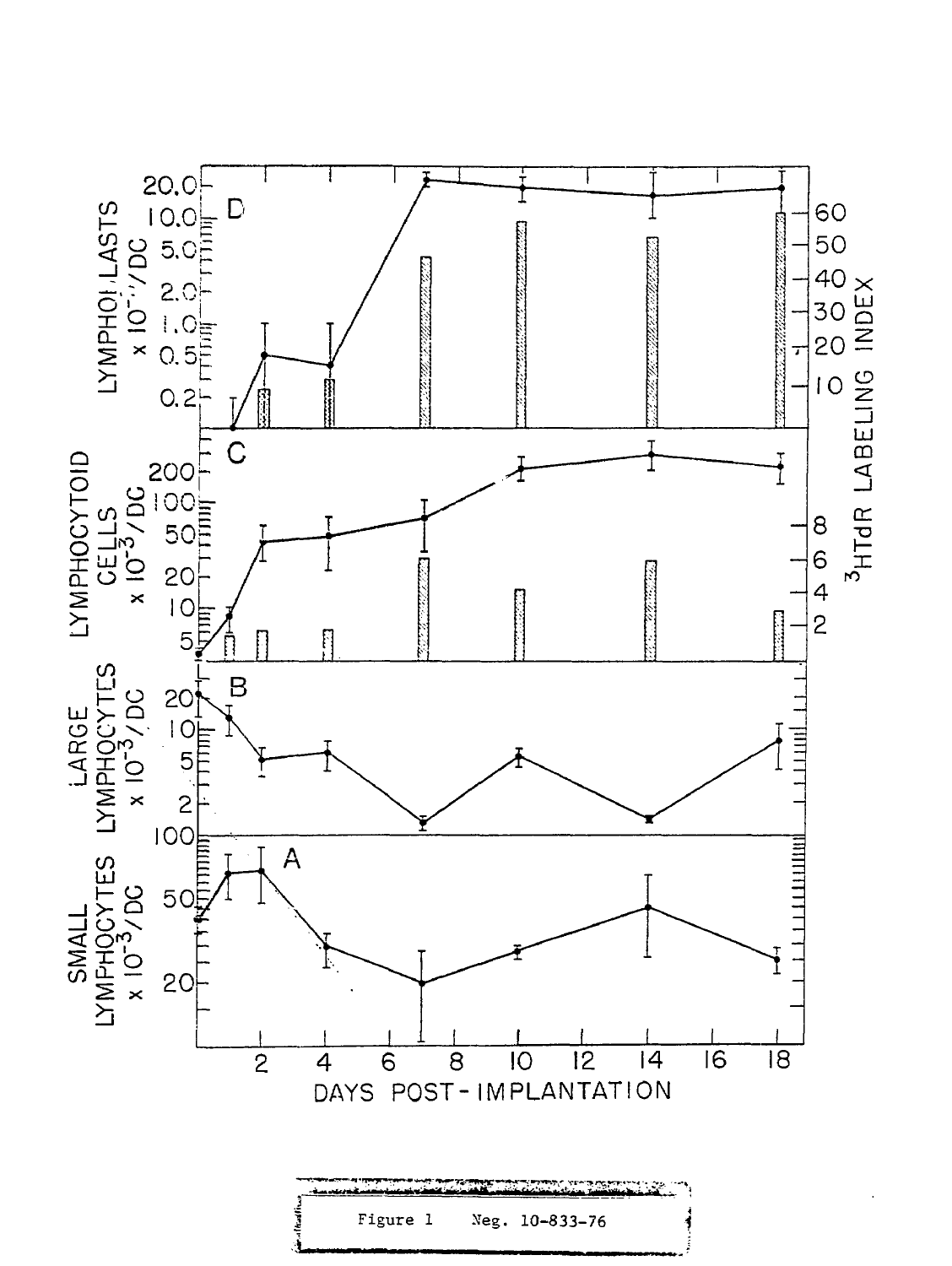Figure 1 Neg. 10-833-76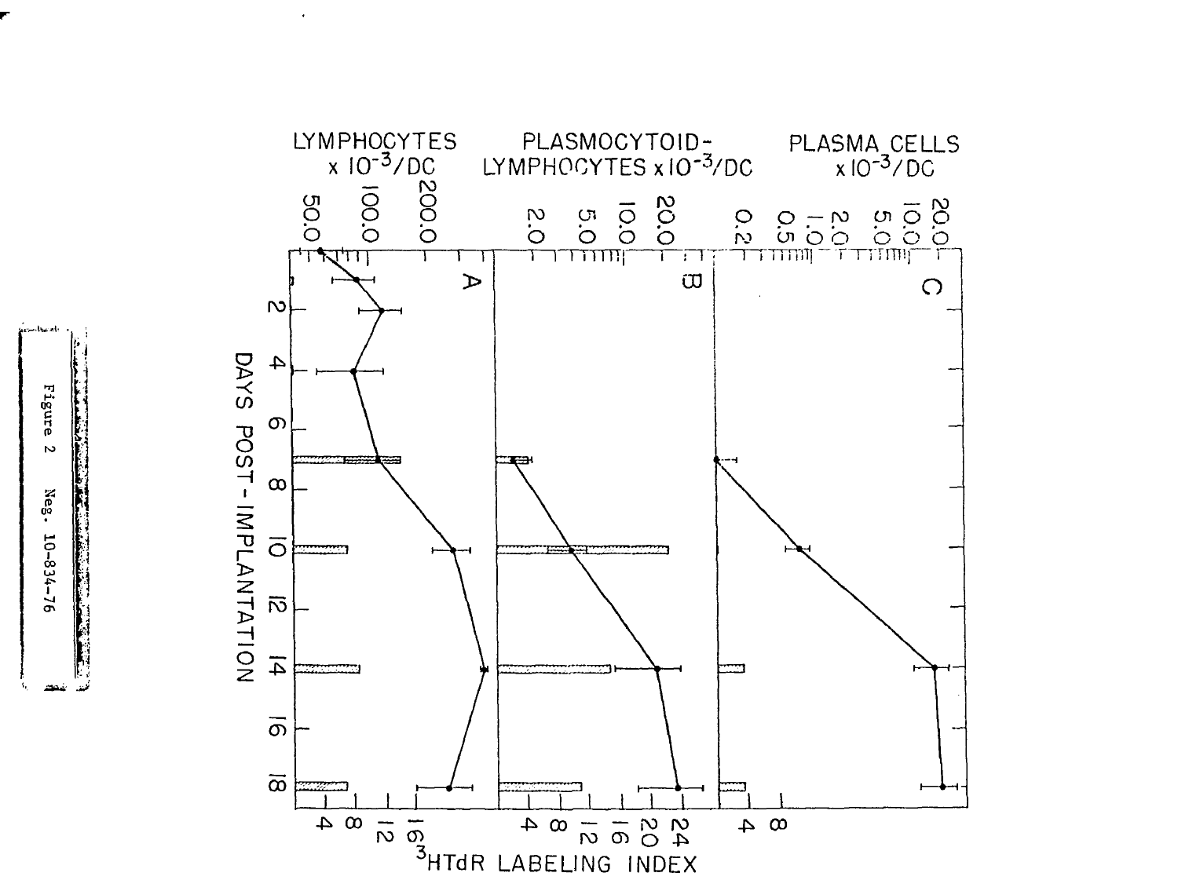LYMPHOCYTES $\times 10^{-3}$/DC

50.0

100.0

200.0

PLASMOCYTOID-LYMPHOCYTES $\times 10^{-3}$/DC

2.0

5.0

10.0

20.0

PLASMA CELLS $\times 10^{-3}$/DC

0.2

0.5

1.0

2.0

5.0

10.0

20.0

A

B

C

DAYS POST-IMPLANTATION

2 4 6 8 10 12 14 16 18

4 8 12 16

4 8 12 16 20 24

4 8

$^{3}$HTdR LABELING INDEX

Figure 2 Neg. 10-834-76